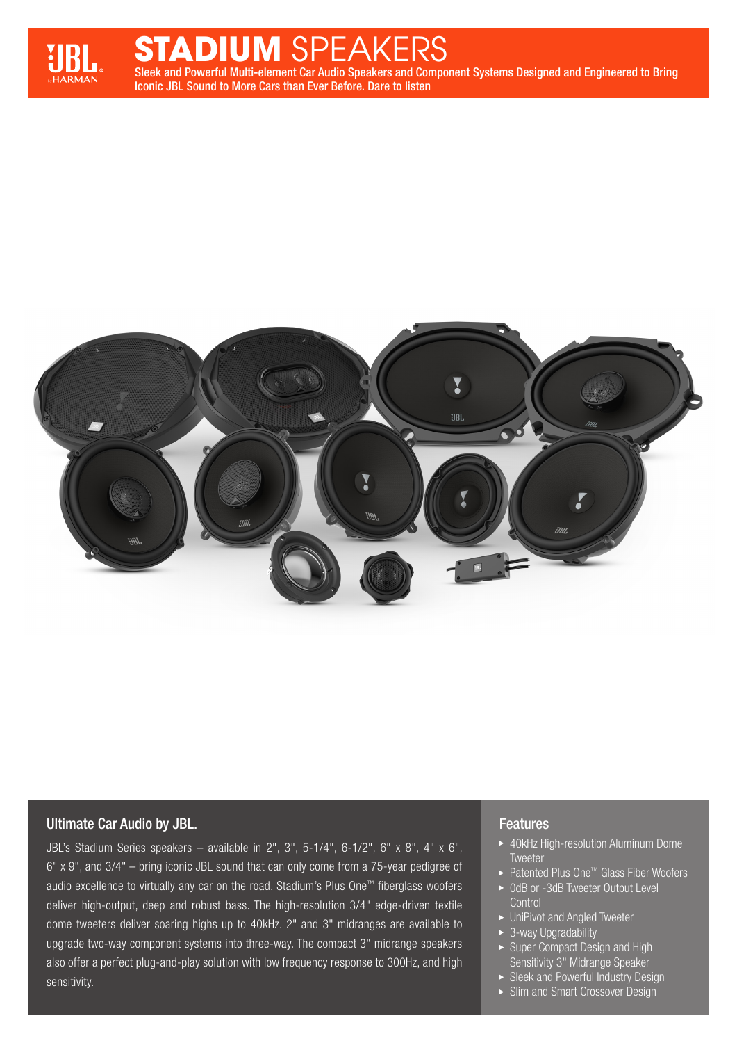# STADIUM SPEAKERS

Sleek and Powerful Multi-element Car Audio Speakers and Component Systems Designed and Engineered to Bring Iconic JBL Sound to More Cars than Ever Before. Dare to listen

## Ultimate Car Audio by JBL.

JBL's Stadium Series speakers – available in 2", 3", 5-1/4", 6-1/2", 6" x 8", 4" x 6", 6" x 9", and 3/4" – bring iconic JBL sound that can only come from a 75-year pedigree of audio excellence to virtually any car on the road. Stadium's Plus One™ fiberglass woofers deliver high-output, deep and robust bass. The high-resolution 3/4" edge-driven textile dome tweeters deliver soaring highs up to 40kHz. 2" and 3" midranges are available to upgrade two-way component systems into three-way. The compact 3" midrange speakers also offer a perfect plug-and-play solution with low frequency response to 300Hz, and high sensitivity.

## Features

- 40kHz High-resolution Aluminum Dome Tweeter
- Patented Plus One™ Glass Fiber Woofers
- 0dB or -3dB Tweeter Output Level Control
- UniPivot and Angled Tweeter
- 3-way Upgradability
- Super Compact Design and High Sensitivity 3" Midrange Speaker
- Sleek and Powerful Industry Design
- Slim and Smart Crossover Design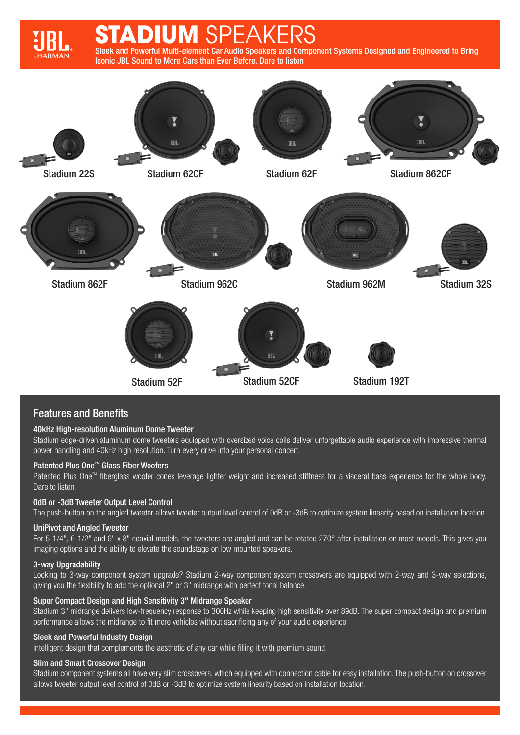# STADIUM SPEAKERS

Sleek and Powerful Multi-element Car Audio Speakers and Component Systems Designed and Engineered to Bring Iconic JBL Sound to More Cars than Ever Before. Dare to listen

Stadium 22S

Stadium 62CF

Stadium 62F

Stadium 862CF

Stadium 862F

Stadium 962C

Stadium 962M

Stadium 32S

Stadium 52F

Stadium 52CF

Stadium 192T

## Features and Benefits

### 40kHz High-resolution Aluminum Dome Tweeter

Stadium edge-driven aluminum dome tweeters equipped with oversized voice coils deliver unforgettable audio experience with impressive thermal power handling and 40kHz high resolution. Turn every drive into your personal concert.

### Patented Plus One™ Glass Fiber Woofers

Patented Plus One™ fiberglass woofer cones leverage lighter weight and increased stiffness for a visceral bass experience for the whole body. Dare to listen.

### 0dB or -3dB Tweeter Output Level Control

The push-button on the angled tweeter allows tweeter output level control of 0dB or -3dB to optimize system linearity based on installation location.

### UniPivot and Angled Tweeter

For 5-1/4", 6-1/2" and 6" x 8" coaxial models, the tweeters are angled and can be rotated 270° after installation on most models. This gives you imaging options and the ability to elevate the soundstage on low mounted speakers.

### 3-way Upgradability

Looking to 3-way component system upgrade? Stadium 2-way component system crossovers are equipped with 2-way and 3-way selections, giving you the flexibility to add the optional 2" or 3" midrange with perfect tonal balance.

### Super Compact Design and High Sensitivity 3" Midrange Speaker

Stadium 3" midrange delivers low-frequency response to 300Hz while keeping high sensitivity over 89dB. The super compact design and premium performance allows the midrange to fit more vehicles without sacrificing any of your audio experience.

### Sleek and Powerful Industry Design

Intelligent design that complements the aesthetic of any car while filling it with premium sound.

### Slim and Smart Crossover Design

Stadium component systems all have very slim crossovers, which equipped with connection cable for easy installation. The push-button on crossover allows tweeter output level control of 0dB or -3dB to optimize system linearity based on installation location.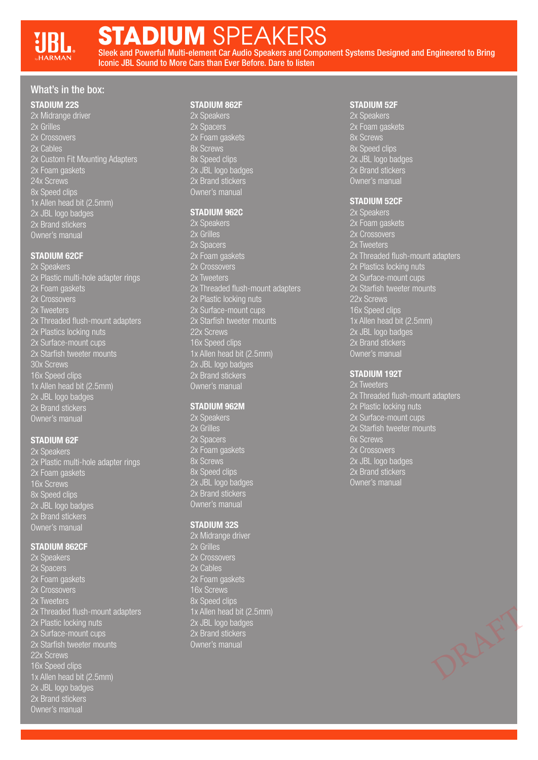# STADIUM SPEAKERS

Sleek and Powerful Multi-element Car Audio Speakers and Component Systems Designed and Engineered to Bring Iconic JBL Sound to More Cars than Ever Before. Dare to listen

## What's in the box:

### STADIUM 22S

2x Midrange driver
2x Grilles
2x Crossovers
2x Cables
2x Custom Fit Mounting Adapters
2x Foam gaskets
24x Screws
8x Speed clips
1x Allen head bit (2.5mm)
2x JBL logo badges
2x Brand stickers
Owner's manual

### STADIUM 62CF

2x Speakers
2x Plastic multi-hole adapter rings
2x Foam gaskets
2x Crossovers
2x Tweeters
2x Threaded flush-mount adapters
2x Plastics locking nuts
2x Surface-mount cups
2x Starfish tweeter mounts
30x Screws
16x Speed clips
1x Allen head bit (2.5mm)
2x JBL logo badges
2x Brand stickers
Owner's manual

### STADIUM 62F

2x Speakers
2x Plastic multi-hole adapter rings
2x Foam gaskets
16x Screws
8x Speed clips
2x JBL logo badges
2x Brand stickers
Owner's manual

### STADIUM 862CF

2x Speakers
2x Spacers
2x Foam gaskets
2x Crossovers
2x Tweeters
2x Threaded flush-mount adapters
2x Plastic locking nuts
2x Surface-mount cups
2x Starfish tweeter mounts
22x Screws
16x Speed clips
1x Allen head bit (2.5mm)
2x JBL logo badges
2x Brand stickers
Owner's manual

### STADIUM 862F

2x Speakers
2x Spacers
2x Foam gaskets
8x Screws
8x Speed clips
2x JBL logo badges
2x Brand stickers
Owner's manual

### STADIUM 962C

2x Speakers
2x Grilles
2x Spacers
2x Foam gaskets
2x Crossovers
2x Tweeters
2x Threaded flush-mount adapters
2x Plastic locking nuts
2x Surface-mount cups
2x Starfish tweeter mounts
22x Screws
16x Speed clips
1x Allen head bit (2.5mm)
2x JBL logo badges
2x Brand stickers
Owner's manual

### STADIUM 962M

2x Speakers
2x Grilles
2x Spacers
2x Foam gaskets
8x Screws
8x Speed clips
2x JBL logo badges
2x Brand stickers
Owner's manual

### STADIUM 32S

2x Midrange driver
2x Grilles
2x Crossovers
2x Cables
2x Foam gaskets
16x Screws
8x Speed clips
1x Allen head bit (2.5mm)
2x JBL logo badges
2x Brand stickers
Owner's manual

### STADIUM 52F

2x Speakers
2x Foam gaskets
8x Screws
8x Speed clips
2x JBL logo badges
2x Brand stickers
Owner's manual

### STADIUM 52CF

2x Speakers
2x Foam gaskets
2x Crossovers
2x Tweeters
2x Threaded flush-mount adapters
2x Plastics locking nuts
2x Surface-mount cups
2x Starfish tweeter mounts
22x Screws
16x Speed clips
1x Allen head bit (2.5mm)
2x JBL logo badges
2x Brand stickers
Owner's manual

### STADIUM 192T

2x Tweeters
2x Threaded flush-mount adapters
2x Plastic locking nuts
2x Surface-mount cups
2x Starfish tweeter mounts
6x Screws
2x Crossovers
2x JBL logo badges
2x Brand stickers
Owner's manual

DRAFT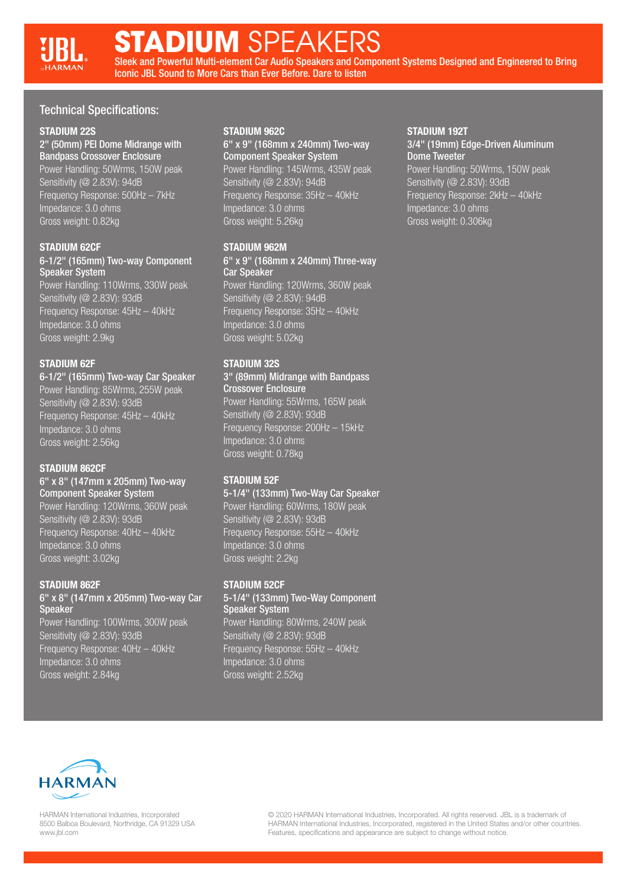# STADIUM SPEAKERS

Sleek and Powerful Multi-element Car Audio Speakers and Component Systems Designed and Engineered to Bring Iconic JBL Sound to More Cars than Ever Before. Dare to listen

## Technical Specifications:

**STADIUM 22S**
**2" (50mm) PEI Dome Midrange with Bandpass Crossover Enclosure**
Power Handling: 50Wrms, 150W peak
Sensitivity (@ 2.83V): 94dB
Frequency Response: 500Hz – 7kHz
Impedance: 3.0 ohms
Gross weight: 0.82kg

**STADIUM 62CF**
**6-1/2" (165mm) Two-way Component Speaker System**
Power Handling: 110Wrms, 330W peak
Sensitivity (@ 2.83V): 93dB
Frequency Response: 45Hz – 40kHz
Impedance: 3.0 ohms
Gross weight: 2.9kg

**STADIUM 62F**
**6-1/2" (165mm) Two-way Car Speaker**
Power Handling: 85Wrms, 255W peak
Sensitivity (@ 2.83V): 93dB
Frequency Response: 45Hz – 40kHz
Impedance: 3.0 ohms
Gross weight: 2.56kg

**STADIUM 862CF**
**6" x 8" (147mm x 205mm) Two-way Component Speaker System**
Power Handling: 120Wrms, 360W peak
Sensitivity (@ 2.83V): 93dB
Frequency Response: 40Hz – 40kHz
Impedance: 3.0 ohms
Gross weight: 3.02kg

**STADIUM 862F**
**6" x 8" (147mm x 205mm) Two-way Car Speaker**
Power Handling: 100Wrms, 300W peak
Sensitivity (@ 2.83V): 93dB
Frequency Response: 40Hz – 40kHz
Impedance: 3.0 ohms
Gross weight: 2.84kg

**STADIUM 962C**
**6" x 9" (168mm x 240mm) Two-way Component Speaker System**
Power Handling: 145Wrms, 435W peak
Sensitivity (@ 2.83V): 94dB
Frequency Response: 35Hz – 40kHz
Impedance: 3.0 ohms
Gross weight: 5.26kg

**STADIUM 962M**
**6" x 9" (168mm x 240mm) Three-way Car Speaker**
Power Handling: 120Wrms, 360W peak
Sensitivity (@ 2.83V): 94dB
Frequency Response: 35Hz – 40kHz
Impedance: 3.0 ohms
Gross weight: 5.02kg

**STADIUM 32S**
**3" (89mm) Midrange with Bandpass Crossover Enclosure**
Power Handling: 55Wrms, 165W peak
Sensitivity (@ 2.83V): 93dB
Frequency Response: 200Hz – 15kHz
Impedance: 3.0 ohms
Gross weight: 0.78kg

**STADIUM 52F**
**5-1/4" (133mm) Two-Way Car Speaker**
Power Handling: 60Wrms, 180W peak
Sensitivity (@ 2.83V): 93dB
Frequency Response: 55Hz – 40kHz
Impedance: 3.0 ohms
Gross weight: 2.2kg

**STADIUM 52CF**
**5-1/4" (133mm) Two-Way Component Speaker System**
Power Handling: 80Wrms, 240W peak
Sensitivity (@ 2.83V): 93dB
Frequency Response: 55Hz – 40kHz
Impedance: 3.0 ohms
Gross weight: 2.52kg

**STADIUM 192T**
**3/4" (19mm) Edge-Driven Aluminum Dome Tweeter**
Power Handling: 50Wrms, 150W peak
Sensitivity (@ 2.83V): 93dB
Frequency Response: 2kHz – 40kHz
Impedance: 3.0 ohms
Gross weight: 0.306kg

HARMAN International Industries, Incorporated
8500 Balboa Boulevard, Northridge, CA 91329 USA
www.jbl.com

© 2020 HARMAN International Industries, Incorporated. All rights reserved. JBL is a trademark of HARMAN International Industries, Incorporated, registered in the United States and/or other countries. Features, specifications and appearance are subject to change without notice.